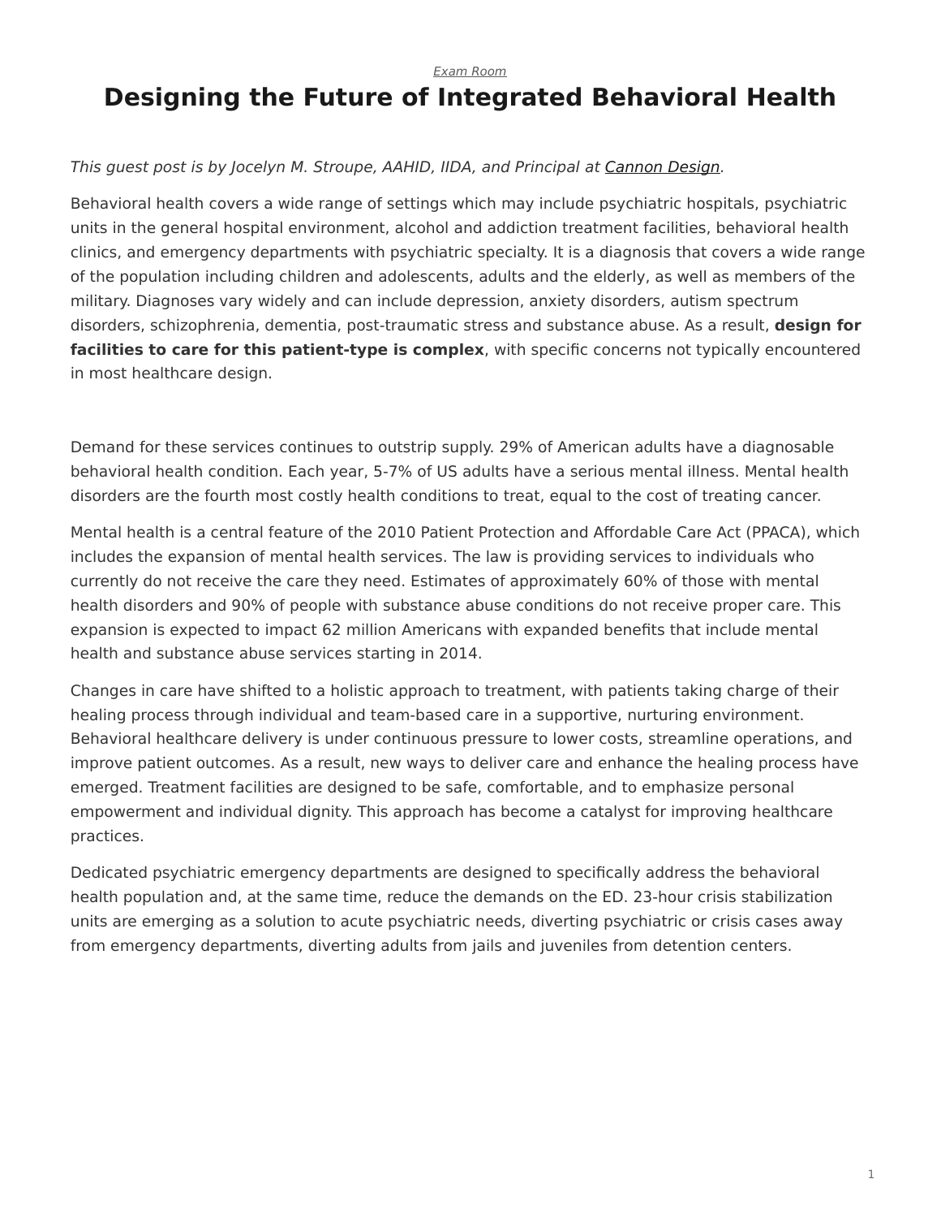*Exam Room*

# Designing the Future of Integrated Behavioral Health

*This guest post is by Jocelyn M. Stroupe, AAHID, IIDA, and Principal at Cannon Design.*

Behavioral health covers a wide range of settings which may include psychiatric hospitals, psychiatric units in the general hospital environment, alcohol and addiction treatment facilities, behavioral health clinics, and emergency departments with psychiatric specialty. It is a diagnosis that covers a wide range of the population including children and adolescents, adults and the elderly, as well as members of the military. Diagnoses vary widely and can include depression, anxiety disorders, autism spectrum disorders, schizophrenia, dementia, post-traumatic stress and substance abuse. As a result, **design for facilities to care for this patient-type is complex**, with specific concerns not typically encountered in most healthcare design.

Demand for these services continues to outstrip supply. 29% of American adults have a diagnosable behavioral health condition. Each year, 5-7% of US adults have a serious mental illness. Mental health disorders are the fourth most costly health conditions to treat, equal to the cost of treating cancer.

Mental health is a central feature of the 2010 Patient Protection and Affordable Care Act (PPACA), which includes the expansion of mental health services. The law is providing services to individuals who currently do not receive the care they need. Estimates of approximately 60% of those with mental health disorders and 90% of people with substance abuse conditions do not receive proper care. This expansion is expected to impact 62 million Americans with expanded benefits that include mental health and substance abuse services starting in 2014.

Changes in care have shifted to a holistic approach to treatment, with patients taking charge of their healing process through individual and team-based care in a supportive, nurturing environment. Behavioral healthcare delivery is under continuous pressure to lower costs, streamline operations, and improve patient outcomes. As a result, new ways to deliver care and enhance the healing process have emerged. Treatment facilities are designed to be safe, comfortable, and to emphasize personal empowerment and individual dignity. This approach has become a catalyst for improving healthcare practices.

Dedicated psychiatric emergency departments are designed to specifically address the behavioral health population and, at the same time, reduce the demands on the ED. 23-hour crisis stabilization units are emerging as a solution to acute psychiatric needs, diverting psychiatric or crisis cases away from emergency departments, diverting adults from jails and juveniles from detention centers.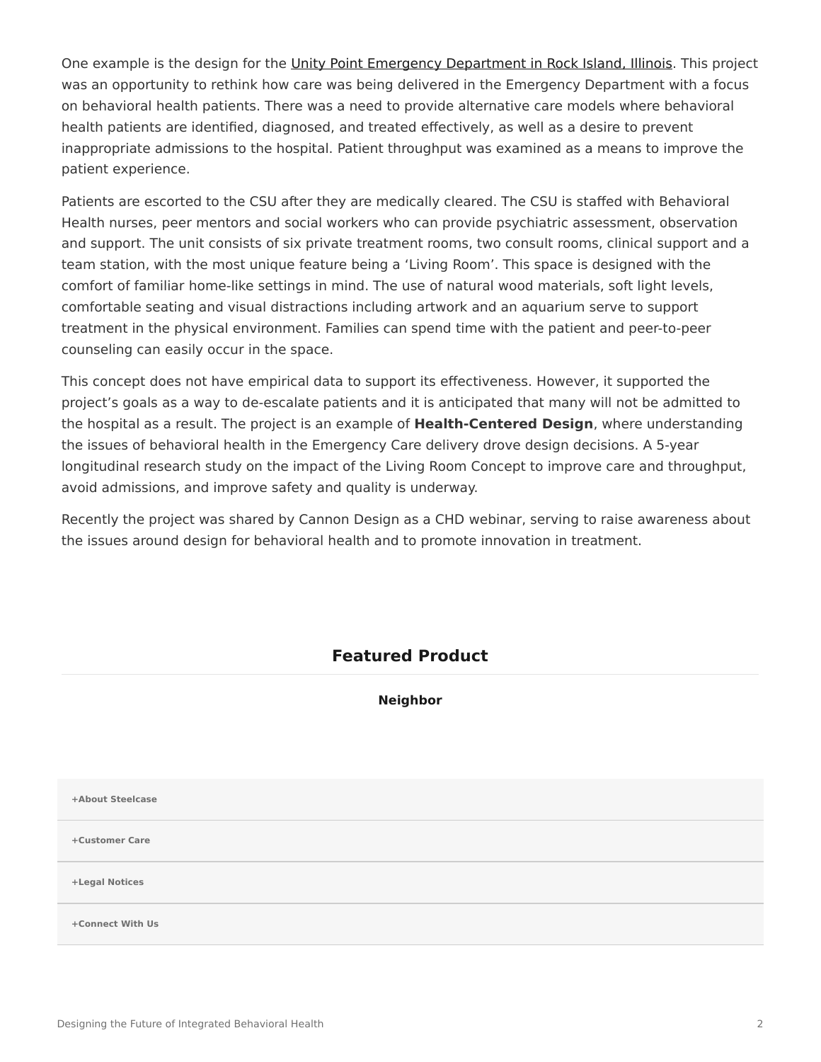One example is the design for the Unity Point Emergency Department in Rock Island, Illinois. This project was an opportunity to rethink how care was being delivered in the Emergency Department with a focus on behavioral health patients. There was a need to provide alternative care models where behavioral health patients are identified, diagnosed, and treated effectively, as well as a desire to prevent inappropriate admissions to the hospital. Patient throughput was examined as a means to improve the patient experience.

Patients are escorted to the CSU after they are medically cleared. The CSU is staffed with Behavioral Health nurses, peer mentors and social workers who can provide psychiatric assessment, observation and support. The unit consists of six private treatment rooms, two consult rooms, clinical support and a team station, with the most unique feature being a 'Living Room'. This space is designed with the comfort of familiar home-like settings in mind. The use of natural wood materials, soft light levels, comfortable seating and visual distractions including artwork and an aquarium serve to support treatment in the physical environment. Families can spend time with the patient and peer-to-peer counseling can easily occur in the space.

This concept does not have empirical data to support its effectiveness. However, it supported the project's goals as a way to de-escalate patients and it is anticipated that many will not be admitted to the hospital as a result. The project is an example of **Health-Centered Design**, where understanding the issues of behavioral health in the Emergency Care delivery drove design decisions. A 5-year longitudinal research study on the impact of the Living Room Concept to improve care and throughput, avoid admissions, and improve safety and quality is underway.

Recently the project was shared by Cannon Design as a CHD webinar, serving to raise awareness about the issues around design for behavioral health and to promote innovation in treatment.

## Featured Product

**Neighbor**

**+About Steelcase**

**+Customer Care**

**+Legal Notices**

**+Connect With Us**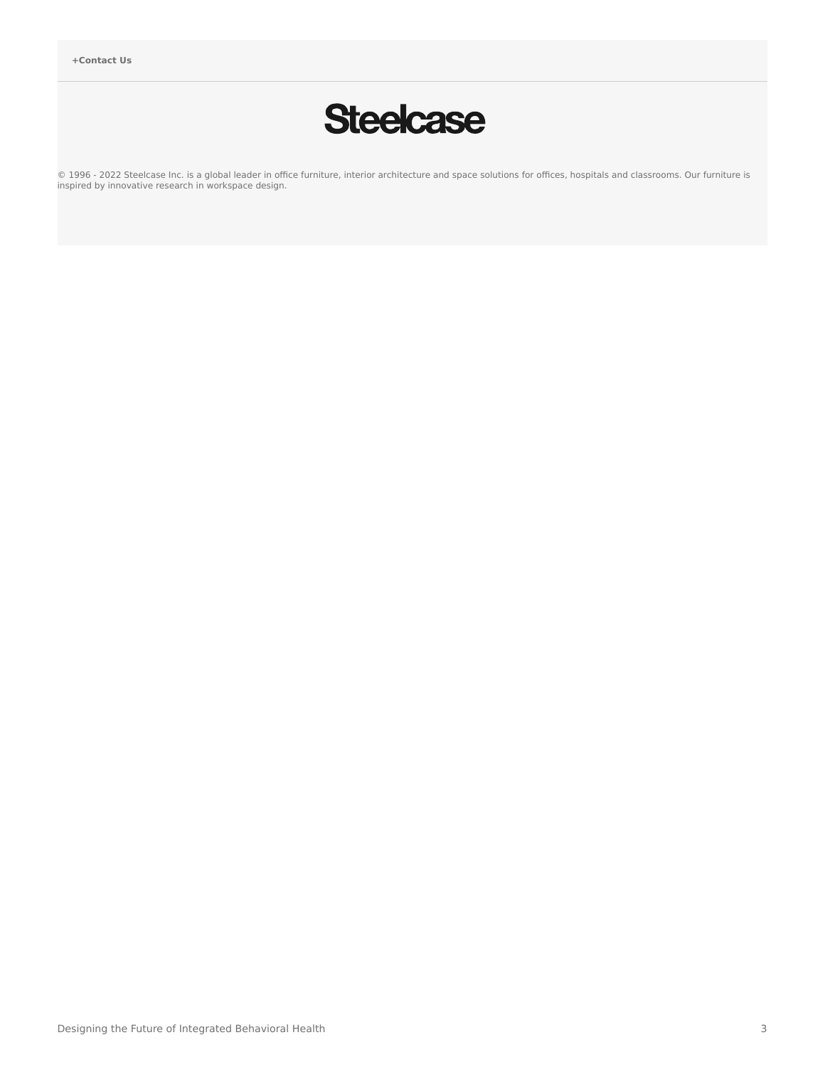**+Contact Us**

Steelcase

© 1996 - 2022 Steelcase Inc. is a global leader in office furniture, interior architecture and space solutions for offices, hospitals and classrooms. Our furniture is inspired by innovative research in workspace design.